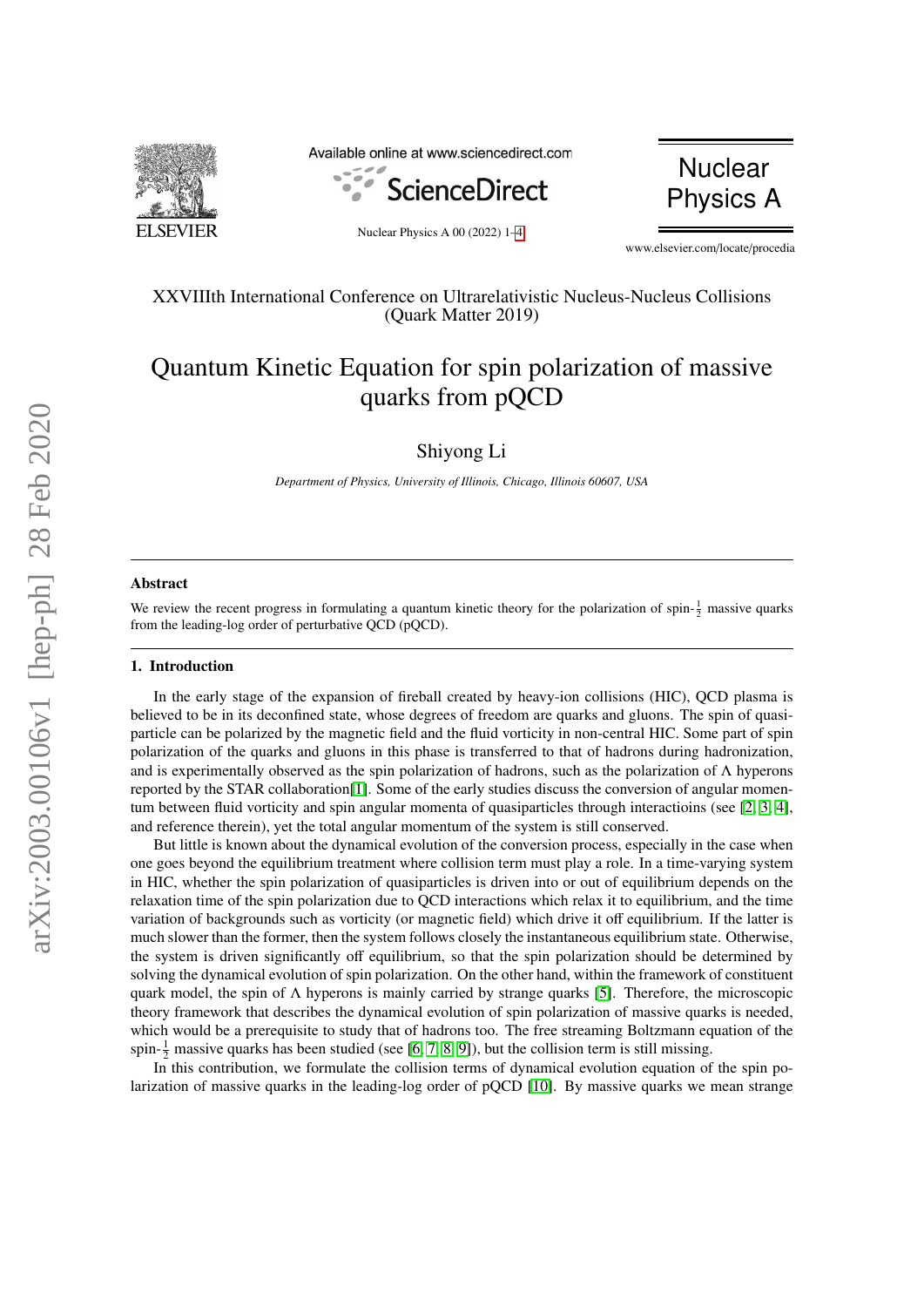XXVIIIth International Conference on Ultrarelativistic Nucleus-Nucleus Collisions
(Quark Matter 2019)

# Quantum Kinetic Equation for spin polarization of massive quarks from pQCD

Shiyong Li

*Department of Physics, University of Illinois, Chicago, Illinois 60607, USA*

---

### Abstract

We review the recent progress in formulating a quantum kinetic theory for the polarization of spin-$\frac{1}{2}$ massive quarks from the leading-log order of perturbative QCD (pQCD).

---

## 1. Introduction

In the early stage of the expansion of fireball created by heavy-ion collisions (HIC), QCD plasma is believed to be in its deconfined state, whose degrees of freedom are quarks and gluons. The spin of quasi-particle can be polarized by the magnetic field and the fluid vorticity in non-central HIC. Some part of spin polarization of the quarks and gluons in this phase is transferred to that of hadrons during hadronization, and is experimentally observed as the spin polarization of hadrons, such as the polarization of $\Lambda$ hyperons reported by the STAR collaboration[1]. Some of the early studies discuss the conversion of angular momentum between fluid vorticity and spin angular momenta of quasiparticles through interactioins (see [2, 3, 4], and reference therein), yet the total angular momentum of the system is still conserved.

But little is known about the dynamical evolution of the conversion process, especially in the case when one goes beyond the equilibrium treatment where collision term must play a role. In a time-varying system in HIC, whether the spin polarization of quasiparticles is driven into or out of equilibrium depends on the relaxation time of the spin polarization due to QCD interactions which relax it to equilibrium, and the time variation of backgrounds such as vorticity (or magnetic field) which drive it off equilibrium. If the latter is much slower than the former, then the system follows closely the instantaneous equilibrium state. Otherwise, the system is driven significantly off equilibrium, so that the spin polarization should be determined by solving the dynamical evolution of spin polarization. On the other hand, within the framework of constituent quark model, the spin of $\Lambda$ hyperons is mainly carried by strange quarks [5]. Therefore, the microscopic theory framework that describes the dynamical evolution of spin polarization of massive quarks is needed, which would be a prerequisite to study that of hadrons too. The free streaming Boltzmann equation of the spin-$\frac{1}{2}$ massive quarks has been studied (see [6, 7, 8, 9]), but the collision term is still missing.

In this contribution, we formulate the collision terms of dynamical evolution equation of the spin polarization of massive quarks in the leading-log order of pQCD [10]. By massive quarks we mean strange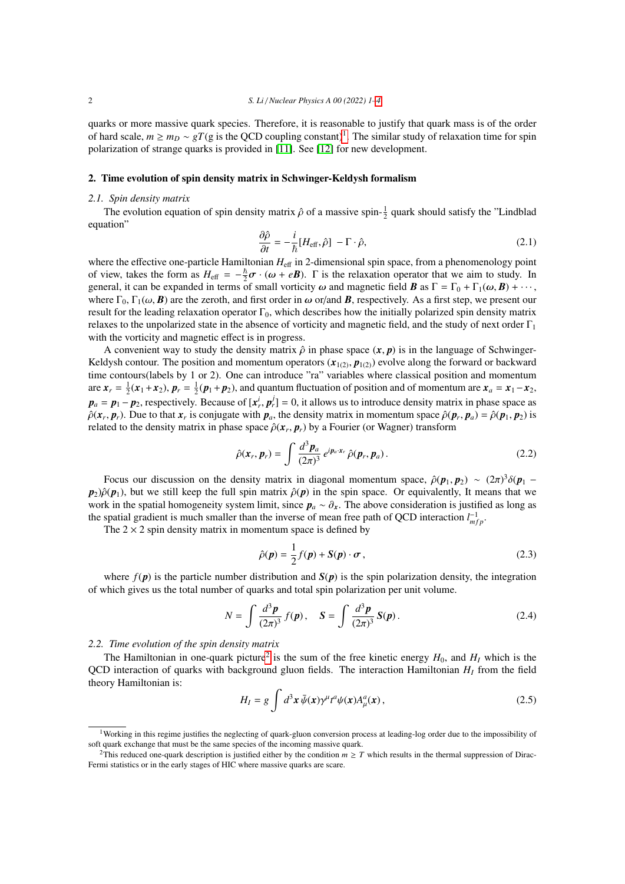quarks or more massive quark species. Therefore, it is reasonable to justify that quark mass is of the order of hard scale, $m \geq m_D \sim gT$(g is the QCD coupling constant)[1]. The similar study of relaxation time for spin polarization of strange quarks is provided in [11]. See [12] for new development.

## 2. Time evolution of spin density matrix in Schwinger-Keldysh formalism

### 2.1. Spin density matrix

The evolution equation of spin density matrix $\hat{\rho}$ of a massive spin-$\frac{1}{2}$ quark should satisfy the "Lindblad equation"

$$\frac{\partial \hat{\rho}}{\partial t} = -\frac{i}{\hbar}[H_{\text{eff}}, \hat{\rho}] \; - \Gamma \cdot \hat{\rho}, \tag{2.1}$$

where the effective one-particle Hamiltonian $H_{\text{eff}}$ in 2-dimensional spin space, from a phenomenology point of view, takes the form as $H_{\text{eff}} = -\frac{\hbar}{2}\boldsymbol{\sigma} \cdot (\boldsymbol{\omega} + e\boldsymbol{B})$. $\Gamma$ is the relaxation operator that we aim to study. In general, it can be expanded in terms of small vorticity $\boldsymbol{\omega}$ and magnetic field $\boldsymbol{B}$ as $\Gamma = \Gamma_0 + \Gamma_1(\boldsymbol{\omega}, \boldsymbol{B}) + \cdots$, where $\Gamma_0$, $\Gamma_1(\omega, \boldsymbol{B})$ are the zeroth, and first order in $\boldsymbol{\omega}$ or/and $\boldsymbol{B}$, respectively. As a first step, we present our result for the leading relaxation operator $\Gamma_0$, which describes how the initially polarized spin density matrix relaxes to the unpolarized state in the absence of vorticity and magnetic field, and the study of next order $\Gamma_1$ with the vorticity and magnetic effect is in progress.

A convenient way to study the density matrix $\hat{\rho}$ in phase space $(\boldsymbol{x}, \boldsymbol{p})$ is in the language of Schwinger-Keldysh contour. The position and momentum operators $(\boldsymbol{x}_{1(2)}, \boldsymbol{p}_{1(2)})$ evolve along the forward or backward time contours(labels by 1 or 2). One can introduce "ra" variables where classical position and momentum are $\boldsymbol{x}_r = \frac{1}{2}(\boldsymbol{x}_1 + \boldsymbol{x}_2)$, $\boldsymbol{p}_r = \frac{1}{2}(\boldsymbol{p}_1 + \boldsymbol{p}_2)$, and quantum fluctuation of position and of momentum are $\boldsymbol{x}_a = \boldsymbol{x}_1 - \boldsymbol{x}_2$, $\boldsymbol{p}_a = \boldsymbol{p}_1 - \boldsymbol{p}_2$, respectively. Because of $[x^i_r, p^j_r] = 0$, it allows us to introduce density matrix in phase space as $\hat{\rho}(\boldsymbol{x}_r, \boldsymbol{p}_r)$. Due to that $\boldsymbol{x}_r$ is conjugate with $\boldsymbol{p}_a$, the density matrix in momentum space $\hat{\rho}(\boldsymbol{p}_r, \boldsymbol{p}_a) = \hat{\rho}(\boldsymbol{p}_1, \boldsymbol{p}_2)$ is related to the density matrix in phase space $\hat{\rho}(\boldsymbol{x}_r, \boldsymbol{p}_r)$ by a Fourier (or Wagner) transform

$$\hat{\rho}(\boldsymbol{x}_r, \boldsymbol{p}_r) = \int \frac{d^3 \boldsymbol{p}_a}{(2\pi)^3} \, e^{i\boldsymbol{p}_a \cdot \boldsymbol{x}_r} \, \hat{\rho}(\boldsymbol{p}_r, \boldsymbol{p}_a) \,. \tag{2.2}$$

Focus our discussion on the density matrix in diagonal momentum space, $\hat{\rho}(\boldsymbol{p}_1, \boldsymbol{p}_2) \sim (2\pi)^3 \delta(\boldsymbol{p}_1 - \boldsymbol{p}_2)\hat{\rho}(\boldsymbol{p}_1)$, but we still keep the full spin matrix $\hat{\rho}(\boldsymbol{p})$ in the spin space. Or equivalently, It means that we work in the spatial homogeneity system limit, since $\boldsymbol{p}_a \sim \partial_{\boldsymbol{x}}$. The above consideration is justified as long as the spatial gradient is much smaller than the inverse of mean free path of QCD interaction $l^{-1}_{mfp}$.

The $2 \times 2$ spin density matrix in momentum space is defined by

$$\hat{\rho}(\boldsymbol{p}) = \frac{1}{2} f(\boldsymbol{p}) + \boldsymbol{S}(\boldsymbol{p}) \cdot \boldsymbol{\sigma} \,, \tag{2.3}$$

where $f(\boldsymbol{p})$ is the particle number distribution and $\boldsymbol{S}(\boldsymbol{p})$ is the spin polarization density, the integration of which gives us the total number of quarks and total spin polarization per unit volume.

$$N = \int \frac{d^3 \boldsymbol{p}}{(2\pi)^3} \, f(\boldsymbol{p}) \,, \quad \boldsymbol{S} = \int \frac{d^3 \boldsymbol{p}}{(2\pi)^3} \, \boldsymbol{S}(\boldsymbol{p}) \,. \tag{2.4}$$

### 2.2. Time evolution of the spin density matrix

The Hamiltonian in one-quark picture[2] is the sum of the free kinetic energy $H_0$, and $H_I$ which is the QCD interaction of quarks with background gluon fields. The interaction Hamiltonian $H_I$ from the field theory Hamiltonian is:

$$H_I = g \int d^3 \boldsymbol{x} \, \bar{\psi}(\boldsymbol{x}) \gamma^\mu t^a \psi(\boldsymbol{x}) A^a_\mu(\boldsymbol{x}) \,, \tag{2.5}$$

---

[1] Working in this regime justifies the neglecting of quark-gluon conversion process at leading-log order due to the impossibility of soft quark exchange that must be the same species of the incoming massive quark.

[2] This reduced one-quark description is justified either by the condition $m \geq T$ which results in the thermal suppression of Dirac-Fermi statistics or in the early stages of HIC where massive quarks are scare.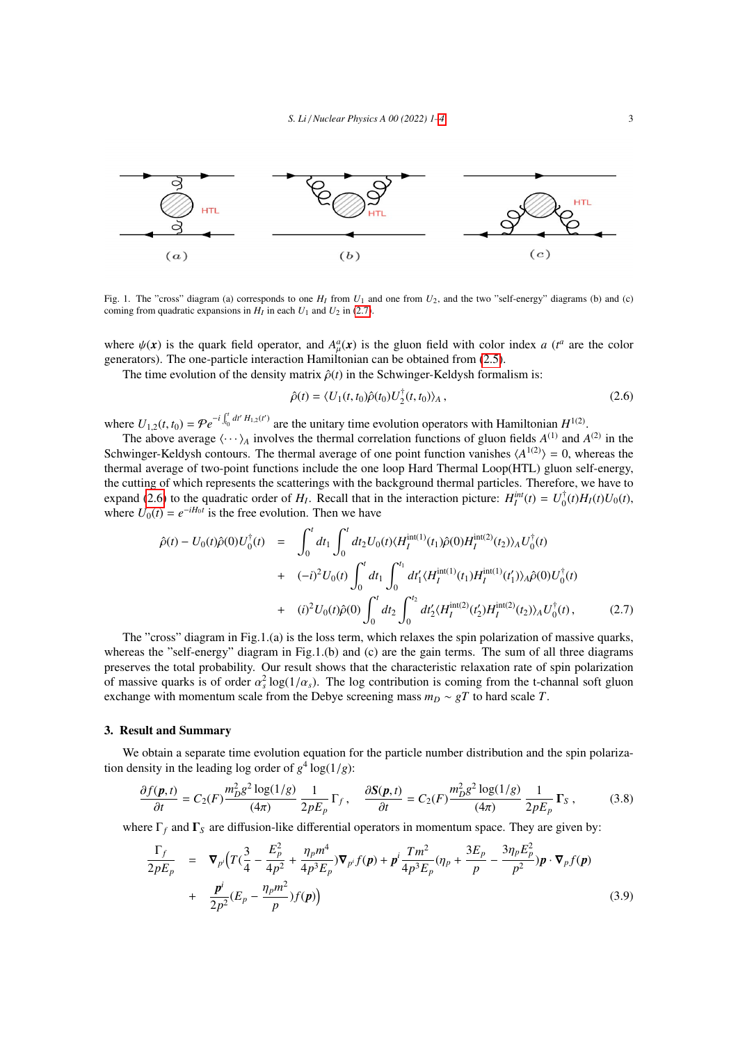Fig. 1. The "cross" diagram (a) corresponds to one $H_I$ from $U_1$ and one from $U_2$, and the two "self-energy" diagrams (b) and (c) coming from quadratic expansions in $H_I$ in each $U_1$ and $U_2$ in (2.7).

where $\psi(\boldsymbol{x})$ is the quark field operator, and $A^a_\mu(\boldsymbol{x})$ is the gluon field with color index $a$ ($t^a$ are the color generators). The one-particle interaction Hamiltonian can be obtained from (2.5).

The time evolution of the density matrix $\hat{\rho}(t)$ in the Schwinger-Keldysh formalism is:

$$\hat{\rho}(t) = \langle U_1(t,t_0)\hat{\rho}(t_0)U_2^\dagger(t,t_0)\rangle_A \,, \tag{2.6}$$

where $U_{1,2}(t,t_0) = \mathcal{P}e^{-i\int_{t_0}^{t} dt' H_{1,2}(t')}$ are the unitary time evolution operators with Hamiltonian $H^{1(2)}$.

The above average $\langle\cdots\rangle_A$ involves the thermal correlation functions of gluon fields $A^{(1)}$ and $A^{(2)}$ in the Schwinger-Keldysh contours. The thermal average of one point function vanishes $\langle A^{1(2)}\rangle = 0$, whereas the thermal average of two-point functions include the one loop Hard Thermal Loop(HTL) gluon self-energy, the cutting of which represents the scatterings with the background thermal particles. Therefore, we have to expand (2.6) to the quadratic order of $H_I$. Recall that in the interaction picture: $H_I^{int}(t) = U_0^\dagger(t)H_I(t)U_0(t)$, where $U_0(t) = e^{-iH_0 t}$ is the free evolution. Then we have

$$\begin{aligned}
\hat{\rho}(t) - U_0(t)\hat{\rho}(0)U_0^\dagger(t) \;&=\; \int_0^t dt_1 \int_0^t dt_2 U_0(t)\langle H_I^{\mathrm{int}(1)}(t_1)\hat{\rho}(0)H_I^{\mathrm{int}(2)}(t_2)\rangle_A U_0^\dagger(t) \\
&+\; (-i)^2 U_0(t)\int_0^t dt_1 \int_0^{t_1} dt_1' \langle H_I^{\mathrm{int}(1)}(t_1)H_I^{\mathrm{int}(1)}(t_1')\rangle_A \hat{\rho}(0)U_0^\dagger(t) \\
&+\; (i)^2 U_0(t)\hat{\rho}(0)\int_0^t dt_2 \int_0^{t_2} dt_2' \langle H_I^{\mathrm{int}(2)}(t_2')H_I^{\mathrm{int}(2)}(t_2)\rangle_A U_0^\dagger(t) \,,
\end{aligned} \tag{2.7}$$

The "cross" diagram in Fig.1.(a) is the loss term, which relaxes the spin polarization of massive quarks, whereas the "self-energy" diagram in Fig.1.(b) and (c) are the gain terms. The sum of all three diagrams preserves the total probability. Our result shows that the characteristic relaxation rate of spin polarization of massive quarks is of order $\alpha_s^2\log(1/\alpha_s)$. The log contribution is coming from the t-channal soft gluon exchange with momentum scale from the Debye screening mass $m_D \sim gT$ to hard scale $T$.

## 3. Result and Summary

We obtain a separate time evolution equation for the particle number distribution and the spin polarization density in the leading log order of $g^4\log(1/g)$:

$$\frac{\partial f(\boldsymbol{p},t)}{\partial t} = C_2(F)\frac{m_D^2 g^2\log(1/g)}{(4\pi)}\frac{1}{2pE_p}\Gamma_f \,, \quad \frac{\partial \boldsymbol{S}(\boldsymbol{p},t)}{\partial t} = C_2(F)\frac{m_D^2 g^2\log(1/g)}{(4\pi)}\frac{1}{2pE_p}\boldsymbol{\Gamma}_S \,, \tag{3.8}$$

where $\Gamma_f$ and $\boldsymbol{\Gamma}_S$ are diffusion-like differential operators in momentum space. They are given by:

$$\begin{aligned}
\frac{\Gamma_f}{2pE_p} \;&=\; \boldsymbol{\nabla}_{p^i}\Big(T\big(\frac{3}{4} - \frac{E_p^2}{4p^2} + \frac{\eta_p m^4}{4p^3E_p}\big)\boldsymbol{\nabla}_{p^i} f(\boldsymbol{p}) + \boldsymbol{p}^i\frac{Tm^2}{4p^3E_p}\big(\eta_p + \frac{3E_p}{p} - \frac{3\eta_p E_p^2}{p^2}\big)\boldsymbol{p}\cdot\boldsymbol{\nabla}_p f(\boldsymbol{p}) \\
&+\; \frac{\boldsymbol{p}^i}{2p^2}\big(E_p - \frac{\eta_p m^2}{p}\big)f(\boldsymbol{p})\Big)
\end{aligned} \tag{3.9}$$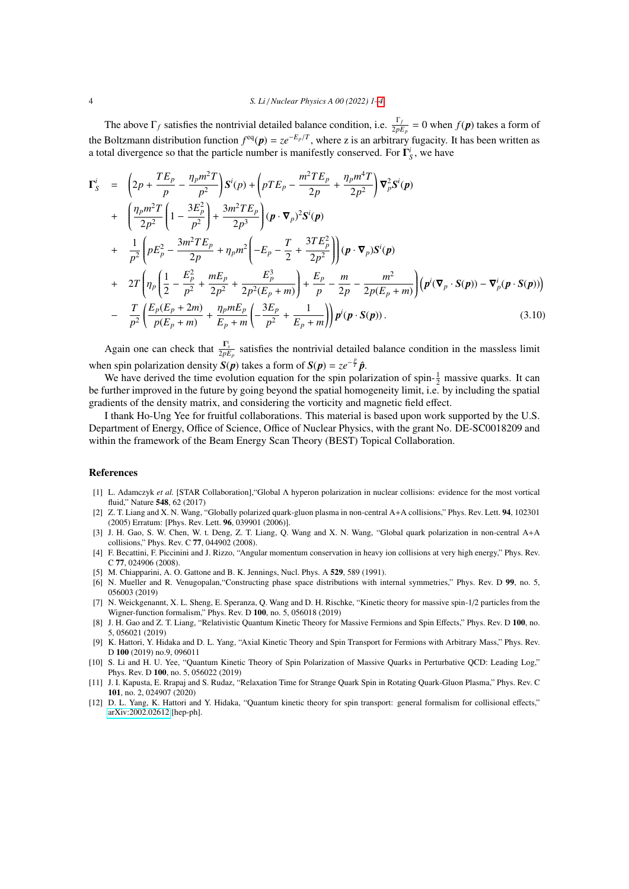The above $\Gamma_f$ satisfies the nontrivial detailed balance condition, i.e. $\frac{\Gamma_f}{2pE_p} = 0$ when $f(\boldsymbol{p})$ takes a form of the Boltzmann distribution function $f^{\rm eq}(\boldsymbol{p}) = ze^{-E_p/T}$, where z is an arbitrary fugacity. It has been written as a total divergence so that the particle number is manifestly conserved. For $\boldsymbol{\Gamma}_S^i$, we have

$$
\begin{aligned}
\boldsymbol{\Gamma}_S^i &= \left(2p + \frac{TE_p}{p} - \frac{\eta_p m^2 T}{p^2}\right)\boldsymbol{S}^i(p) + \left(pTE_p - \frac{m^2 T E_p}{2p} + \frac{\eta_p m^4 T}{2p^2}\right)\boldsymbol{\nabla}_p^2 \boldsymbol{S}^i(\boldsymbol{p}) \\
&+ \left(\frac{\eta_p m^2 T}{2p^2}\left(1 - \frac{3E_p^2}{p^2}\right) + \frac{3m^2 T E_p}{2p^3}\right)(\boldsymbol{p}\cdot\boldsymbol{\nabla}_p)^2 \boldsymbol{S}^i(\boldsymbol{p}) \\
&+ \frac{1}{p^2}\left(pE_p^2 - \frac{3m^2 T E_p}{2p} + \eta_p m^2\left(-E_p - \frac{T}{2} + \frac{3TE_p^2}{2p^2}\right)\right)(\boldsymbol{p}\cdot\boldsymbol{\nabla}_p)\boldsymbol{S}^i(\boldsymbol{p}) \\
&+ 2T\left(\eta_p\left(\frac{1}{2} - \frac{E_p^2}{p^2} + \frac{mE_p}{2p^2} + \frac{E_p^3}{2p^2(E_p+m)}\right) + \frac{E_p}{p} - \frac{m}{2p} - \frac{m^2}{2p(E_p+m)}\right)\left(\boldsymbol{p}^i(\boldsymbol{\nabla}_p\cdot\boldsymbol{S}(\boldsymbol{p})) - \boldsymbol{\nabla}_p^i(\boldsymbol{p}\cdot\boldsymbol{S}(\boldsymbol{p}))\right) \\
&- \frac{T}{p^2}\left(\frac{E_p(E_p+2m)}{p(E_p+m)} + \frac{\eta_p m E_p}{E_p+m}\left(-\frac{3E_p}{p^2} + \frac{1}{E_p+m}\right)\right)\boldsymbol{p}^i(\boldsymbol{p}\cdot\boldsymbol{S}(\boldsymbol{p}))\,.
\end{aligned} \tag{3.10}
$$

Again one can check that $\frac{\Gamma_s^i}{2pE_p}$ satisfies the nontrivial detailed balance condition in the massless limit when spin polarization density $\boldsymbol{S}(\boldsymbol{p})$ takes a form of $\boldsymbol{S}(\boldsymbol{p}) = ze^{-\frac{p}{T}}\hat{\boldsymbol{p}}$.

We have derived the time evolution equation for the spin polarization of spin-$\frac{1}{2}$ massive quarks. It can be further improved in the future by going beyond the spatial homogeneity limit, i.e. by including the spatial gradients of the density matrix, and considering the vorticity and magnetic field effect.

I thank Ho-Ung Yee for fruitful collaborations. This material is based upon work supported by the U.S. Department of Energy, Office of Science, Office of Nuclear Physics, with the grant No. DE-SC0018209 and within the framework of the Beam Energy Scan Theory (BEST) Topical Collaboration.

## References

[1] L. Adamczyk *et al.* [STAR Collaboration],"Global Λ hyperon polarization in nuclear collisions: evidence for the most vortical fluid," Nature **548**, 62 (2017)

[2] Z. T. Liang and X. N. Wang, "Globally polarized quark-gluon plasma in non-central A+A collisions," Phys. Rev. Lett. **94**, 102301 (2005) Erratum: [Phys. Rev. Lett. **96**, 039901 (2006)].

[3] J. H. Gao, S. W. Chen, W. t. Deng, Z. T. Liang, Q. Wang and X. N. Wang, "Global quark polarization in non-central A+A collisions," Phys. Rev. C **77**, 044902 (2008).

[4] F. Becattini, F. Piccinini and J. Rizzo, "Angular momentum conservation in heavy ion collisions at very high energy," Phys. Rev. C **77**, 024906 (2008).

[5] M. Chiapparini, A. O. Gattone and B. K. Jennings, Nucl. Phys. A **529**, 589 (1991).

[6] N. Mueller and R. Venugopalan,"Constructing phase space distributions with internal symmetries," Phys. Rev. D **99**, no. 5, 056003 (2019)

[7] N. Weickgenannt, X. L. Sheng, E. Speranza, Q. Wang and D. H. Rischke, "Kinetic theory for massive spin-1/2 particles from the Wigner-function formalism," Phys. Rev. D **100**, no. 5, 056018 (2019)

[8] J. H. Gao and Z. T. Liang, "Relativistic Quantum Kinetic Theory for Massive Fermions and Spin Effects," Phys. Rev. D **100**, no. 5, 056021 (2019)

[9] K. Hattori, Y. Hidaka and D. L. Yang, "Axial Kinetic Theory and Spin Transport for Fermions with Arbitrary Mass," Phys. Rev. D **100** (2019) no.9, 096011

[10] S. Li and H. U. Yee, "Quantum Kinetic Theory of Spin Polarization of Massive Quarks in Perturbative QCD: Leading Log," Phys. Rev. D **100**, no. 5, 056022 (2019)

[11] J. I. Kapusta, E. Rrapaj and S. Rudaz, "Relaxation Time for Strange Quark Spin in Rotating Quark-Gluon Plasma," Phys. Rev. C **101**, no. 2, 024907 (2020)

[12] D. L. Yang, K. Hattori and Y. Hidaka, "Quantum kinetic theory for spin transport: general formalism for collisional effects," arXiv:2002.02612 [hep-ph].